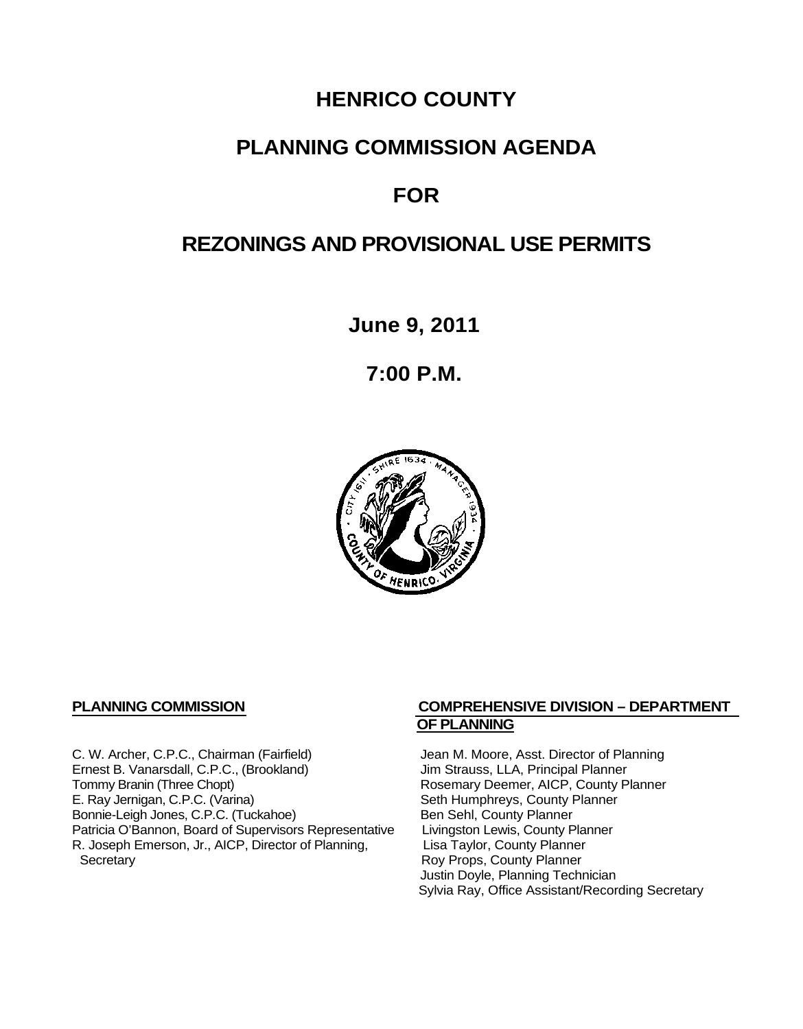# HENRICO COUNTY

# PLANNING COMMISSION AGENDA

# FOR

# REZONINGS AND PROVISIONAL USE PERMITS

**June 9, 2011**

**7:00 P.M.**

**PLANNING COMMISSION**

C. W. Archer, C.P.C., Chairman (Fairfield)
Ernest B. Vanarsdall, C.P.C., (Brookland)
Tommy Branin (Three Chopt)
E. Ray Jernigan, C.P.C. (Varina)
Bonnie-Leigh Jones, C.P.C. (Tuckahoe)
Patricia O'Bannon, Board of Supervisors Representative
R. Joseph Emerson, Jr., AICP, Director of Planning, Secretary

**COMPREHENSIVE DIVISION – DEPARTMENT OF PLANNING**

Jean M. Moore, Asst. Director of Planning
Jim Strauss, LLA, Principal Planner
Rosemary Deemer, AICP, County Planner
Seth Humphreys, County Planner
Ben Sehl, County Planner
Livingston Lewis, County Planner
Lisa Taylor, County Planner
Roy Props, County Planner
Justin Doyle, Planning Technician
Sylvia Ray, Office Assistant/Recording Secretary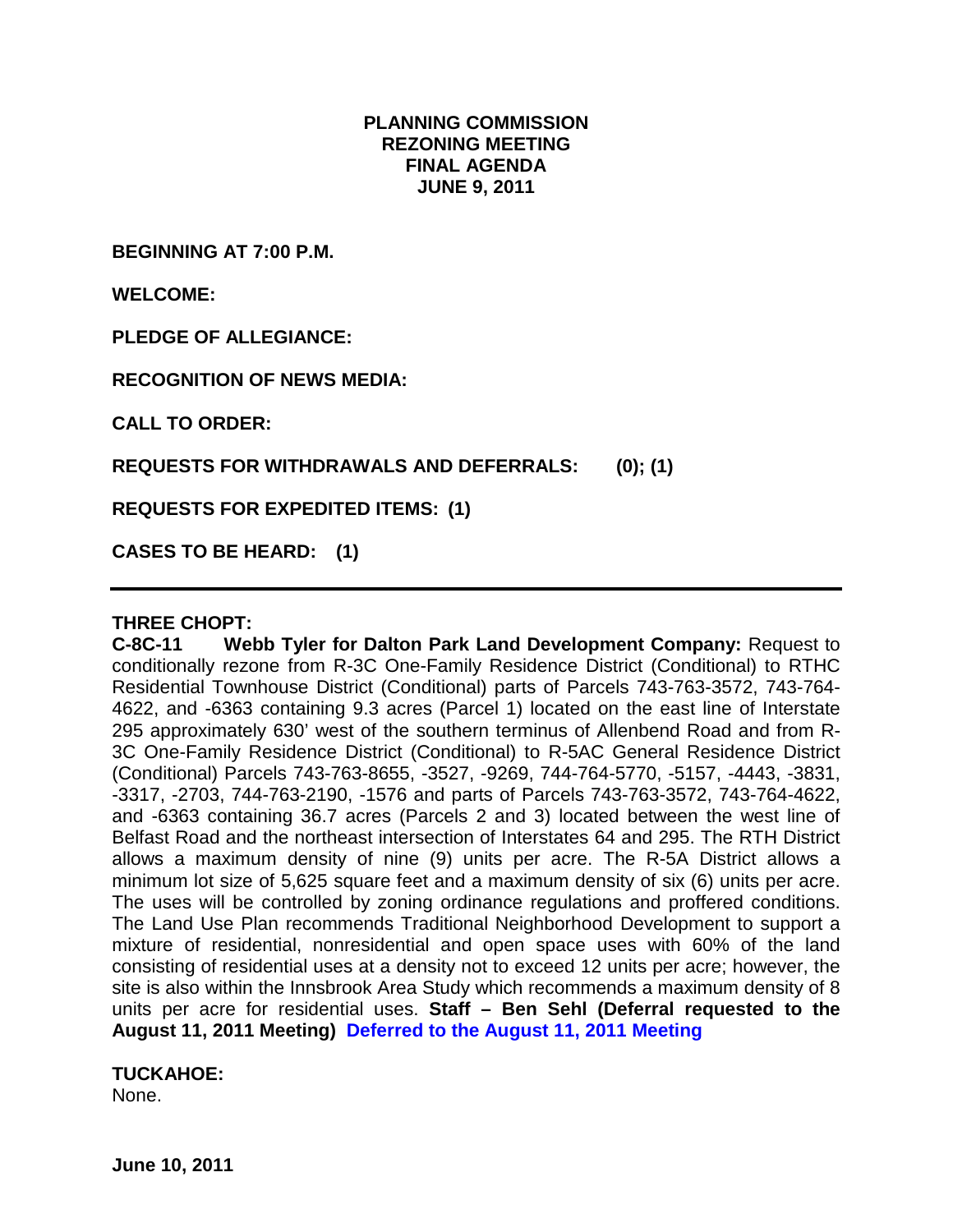**PLANNING COMMISSION**
**REZONING MEETING**
**FINAL AGENDA**
**JUNE 9, 2011**

**BEGINNING AT 7:00 P.M.**

**WELCOME:**

**PLEDGE OF ALLEGIANCE:**

**RECOGNITION OF NEWS MEDIA:**

**CALL TO ORDER:**

**REQUESTS FOR WITHDRAWALS AND DEFERRALS: (0); (1)**

**REQUESTS FOR EXPEDITED ITEMS: (1)**

**CASES TO BE HEARD: (1)**

---

**THREE CHOPT:**

**C-8C-11 Webb Tyler for Dalton Park Land Development Company:** Request to conditionally rezone from R-3C One-Family Residence District (Conditional) to RTHC Residential Townhouse District (Conditional) parts of Parcels 743-763-3572, 743-764-4622, and -6363 containing 9.3 acres (Parcel 1) located on the east line of Interstate 295 approximately 630' west of the southern terminus of Allenbend Road and from R-3C One-Family Residence District (Conditional) to R-5AC General Residence District (Conditional) Parcels 743-763-8655, -3527, -9269, 744-764-5770, -5157, -4443, -3831, -3317, -2703, 744-763-2190, -1576 and parts of Parcels 743-763-3572, 743-764-4622, and -6363 containing 36.7 acres (Parcels 2 and 3) located between the west line of Belfast Road and the northeast intersection of Interstates 64 and 295. The RTH District allows a maximum density of nine (9) units per acre. The R-5A District allows a minimum lot size of 5,625 square feet and a maximum density of six (6) units per acre. The uses will be controlled by zoning ordinance regulations and proffered conditions. The Land Use Plan recommends Traditional Neighborhood Development to support a mixture of residential, nonresidential and open space uses with 60% of the land consisting of residential uses at a density not to exceed 12 units per acre; however, the site is also within the Innsbrook Area Study which recommends a maximum density of 8 units per acre for residential uses. **Staff – Ben Sehl (Deferral requested to the August 11, 2011 Meeting) Deferred to the August 11, 2011 Meeting**

**TUCKAHOE:**

None.

**June 10, 2011**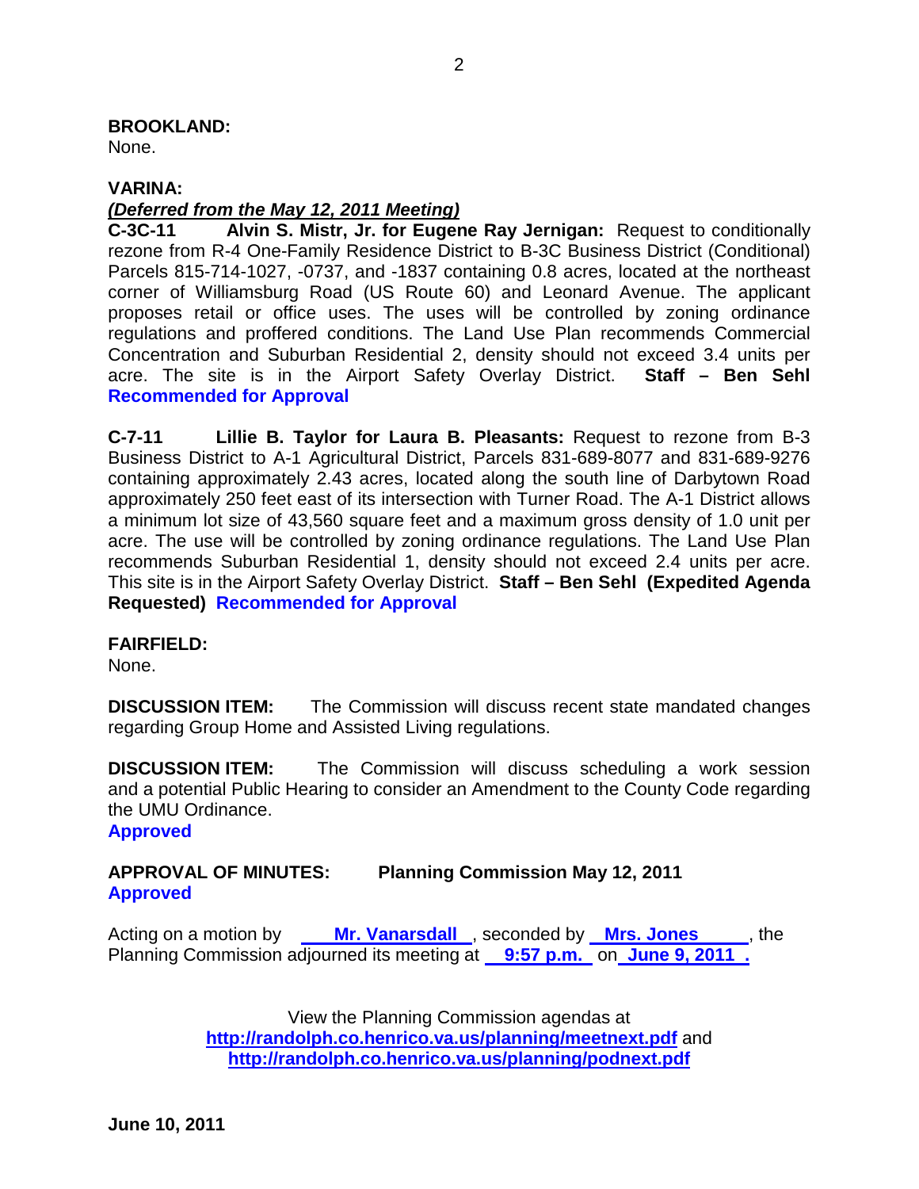**BROOKLAND:**
None.

**VARINA:**

***(Deferred from the May 12, 2011 Meeting)***

**C-3C-11 Alvin S. Mistr, Jr. for Eugene Ray Jernigan:** Request to conditionally rezone from R-4 One-Family Residence District to B-3C Business District (Conditional) Parcels 815-714-1027, -0737, and -1837 containing 0.8 acres, located at the northeast corner of Williamsburg Road (US Route 60) and Leonard Avenue. The applicant proposes retail or office uses. The uses will be controlled by zoning ordinance regulations and proffered conditions. The Land Use Plan recommends Commercial Concentration and Suburban Residential 2, density should not exceed 3.4 units per acre. The site is in the Airport Safety Overlay District. **Staff – Ben Sehl**
**Recommended for Approval**

**C-7-11 Lillie B. Taylor for Laura B. Pleasants:** Request to rezone from B-3 Business District to A-1 Agricultural District, Parcels 831-689-8077 and 831-689-9276 containing approximately 2.43 acres, located along the south line of Darbytown Road approximately 250 feet east of its intersection with Turner Road. The A-1 District allows a minimum lot size of 43,560 square feet and a maximum gross density of 1.0 unit per acre. The use will be controlled by zoning ordinance regulations. The Land Use Plan recommends Suburban Residential 1, density should not exceed 2.4 units per acre. This site is in the Airport Safety Overlay District. **Staff – Ben Sehl (Expedited Agenda Requested)** **Recommended for Approval**

**FAIRFIELD:**
None.

**DISCUSSION ITEM:** The Commission will discuss recent state mandated changes regarding Group Home and Assisted Living regulations.

**DISCUSSION ITEM:** The Commission will discuss scheduling a work session and a potential Public Hearing to consider an Amendment to the County Code regarding the UMU Ordinance.
**Approved**

**APPROVAL OF MINUTES: Planning Commission May 12, 2011**
**Approved**

Acting on a motion by **Mr. Vanarsdall**, seconded by **Mrs. Jones**, the Planning Commission adjourned its meeting at **9:57 p.m.** on **June 9, 2011**.

View the Planning Commission agendas at
**http://randolph.co.henrico.va.us/planning/meetnext.pdf** and
**http://randolph.co.henrico.va.us/planning/podnext.pdf**

**June 10, 2011**